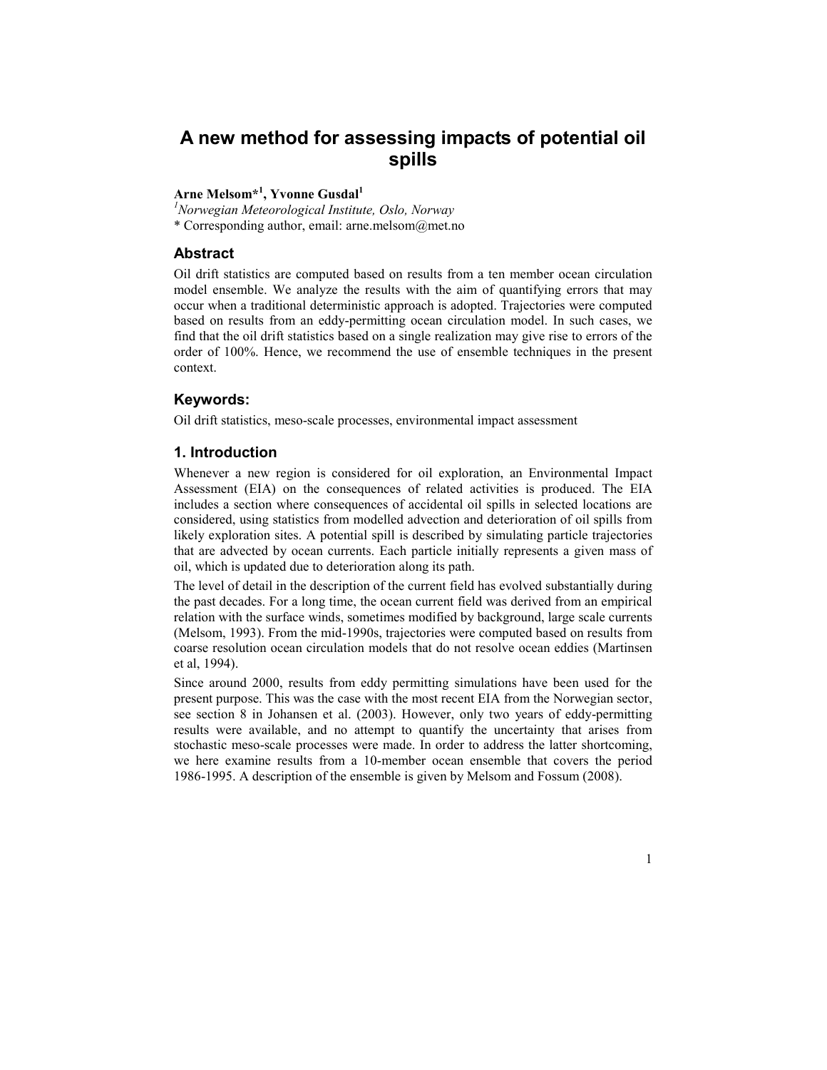# A new method for assessing impacts of potential oil spills

**Arne Melsom*[1], Yvonne Gusdal[1]**

[1]*Norwegian Meteorological Institute, Oslo, Norway*

* Corresponding author, email: arne.melsom@met.no

## Abstract

Oil drift statistics are computed based on results from a ten member ocean circulation model ensemble. We analyze the results with the aim of quantifying errors that may occur when a traditional deterministic approach is adopted. Trajectories were computed based on results from an eddy-permitting ocean circulation model. In such cases, we find that the oil drift statistics based on a single realization may give rise to errors of the order of 100%. Hence, we recommend the use of ensemble techniques in the present context.

## Keywords:

Oil drift statistics, meso-scale processes, environmental impact assessment

## 1. Introduction

Whenever a new region is considered for oil exploration, an Environmental Impact Assessment (EIA) on the consequences of related activities is produced. The EIA includes a section where consequences of accidental oil spills in selected locations are considered, using statistics from modelled advection and deterioration of oil spills from likely exploration sites. A potential spill is described by simulating particle trajectories that are advected by ocean currents. Each particle initially represents a given mass of oil, which is updated due to deterioration along its path.

The level of detail in the description of the current field has evolved substantially during the past decades. For a long time, the ocean current field was derived from an empirical relation with the surface winds, sometimes modified by background, large scale currents (Melsom, 1993). From the mid-1990s, trajectories were computed based on results from coarse resolution ocean circulation models that do not resolve ocean eddies (Martinsen et al, 1994).

Since around 2000, results from eddy permitting simulations have been used for the present purpose. This was the case with the most recent EIA from the Norwegian sector, see section 8 in Johansen et al. (2003). However, only two years of eddy-permitting results were available, and no attempt to quantify the uncertainty that arises from stochastic meso-scale processes were made. In order to address the latter shortcoming, we here examine results from a 10-member ocean ensemble that covers the period 1986-1995. A description of the ensemble is given by Melsom and Fossum (2008).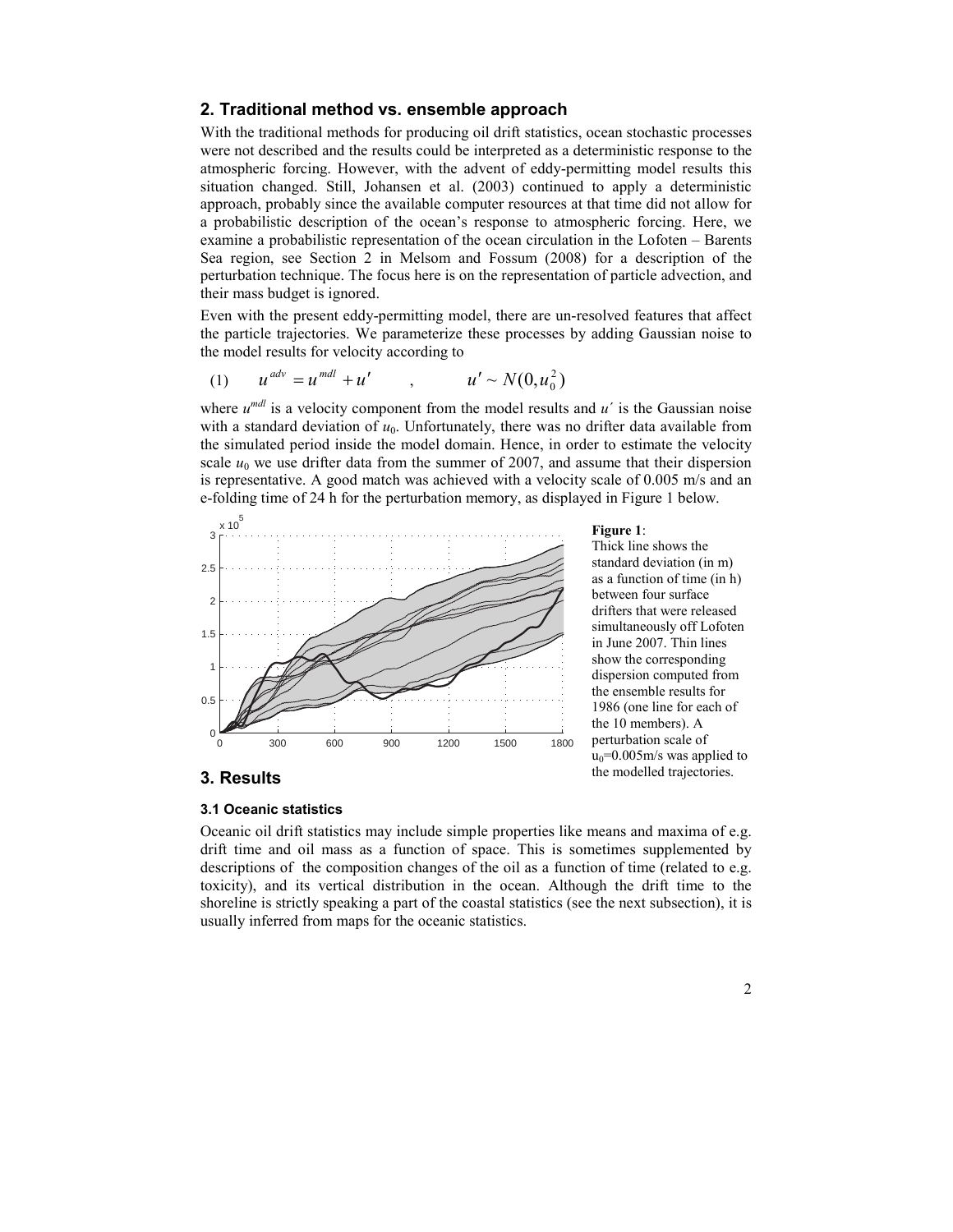## 2. Traditional method vs. ensemble approach

With the traditional methods for producing oil drift statistics, ocean stochastic processes were not described and the results could be interpreted as a deterministic response to the atmospheric forcing. However, with the advent of eddy-permitting model results this situation changed. Still, Johansen et al. (2003) continued to apply a deterministic approach, probably since the available computer resources at that time did not allow for a probabilistic description of the ocean's response to atmospheric forcing. Here, we examine a probabilistic representation of the ocean circulation in the Lofoten – Barents Sea region, see Section 2 in Melsom and Fossum (2008) for a description of the perturbation technique. The focus here is on the representation of particle advection, and their mass budget is ignored.

Even with the present eddy-permitting model, there are un-resolved features that affect the particle trajectories. We parameterize these processes by adding Gaussian noise to the model results for velocity according to

$$(1) \qquad u^{adv} = u^{mdl} + u' \qquad , \qquad u' \sim N(0, u_0^2)$$

where $u^{mdl}$ is a velocity component from the model results and $u'$ is the Gaussian noise with a standard deviation of $u_0$. Unfortunately, there was no drifter data available from the simulated period inside the model domain. Hence, in order to estimate the velocity scale $u_0$ we use drifter data from the summer of 2007, and assume that their dispersion is representative. A good match was achieved with a velocity scale of 0.005 m/s and an e-folding time of 24 h for the perturbation memory, as displayed in Figure 1 below.

**Figure 1**: Thick line shows the standard deviation (in m) as a function of time (in h) between four surface drifters that were released simultaneously off Lofoten in June 2007. Thin lines show the corresponding dispersion computed from the ensemble results for 1986 (one line for each of the 10 members). A perturbation scale of $u_0$=0.005m/s was applied to the modelled trajectories.

## 3. Results

### 3.1 Oceanic statistics

Oceanic oil drift statistics may include simple properties like means and maxima of e.g. drift time and oil mass as a function of space. This is sometimes supplemented by descriptions of the composition changes of the oil as a function of time (related to e.g. toxicity), and its vertical distribution in the ocean. Although the drift time to the shoreline is strictly speaking a part of the coastal statistics (see the next subsection), it is usually inferred from maps for the oceanic statistics.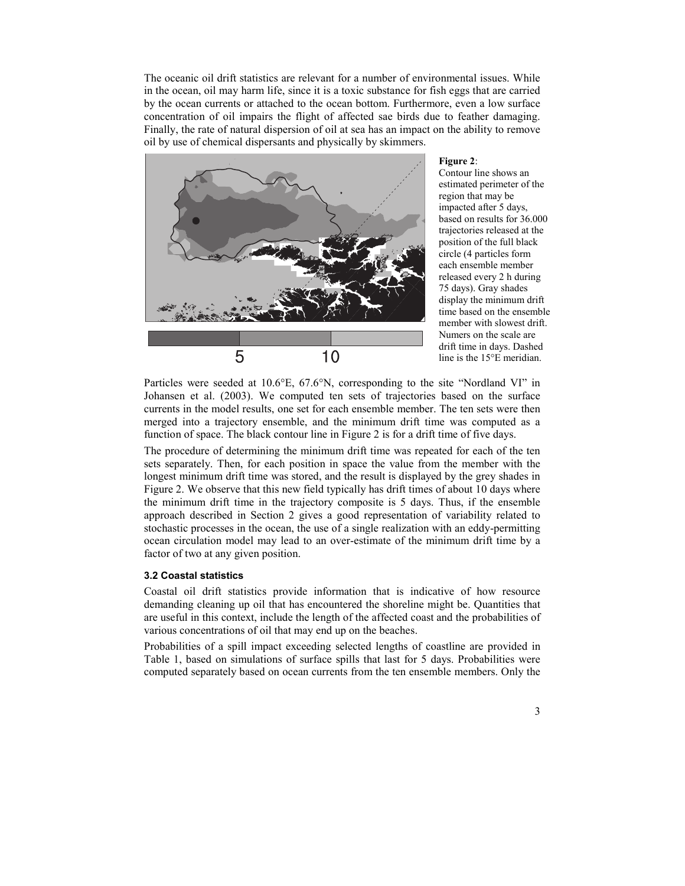The oceanic oil drift statistics are relevant for a number of environmental issues. While in the ocean, oil may harm life, since it is a toxic substance for fish eggs that are carried by the ocean currents or attached to the ocean bottom. Furthermore, even a low surface concentration of oil impairs the flight of affected sae birds due to feather damaging. Finally, the rate of natural dispersion of oil at sea has an impact on the ability to remove oil by use of chemical dispersants and physically by skimmers.

**Figure 2**: Contour line shows an estimated perimeter of the region that may be impacted after 5 days, based on results for 36.000 trajectories released at the position of the full black circle (4 particles form each ensemble member released every 2 h during 75 days). Gray shades display the minimum drift time based on the ensemble member with slowest drift. Numers on the scale are drift time in days. Dashed line is the 15°E meridian.

Particles were seeded at 10.6°E, 67.6°N, corresponding to the site "Nordland VI" in Johansen et al. (2003). We computed ten sets of trajectories based on the surface currents in the model results, one set for each ensemble member. The ten sets were then merged into a trajectory ensemble, and the minimum drift time was computed as a function of space. The black contour line in Figure 2 is for a drift time of five days.

The procedure of determining the minimum drift time was repeated for each of the ten sets separately. Then, for each position in space the value from the member with the longest minimum drift time was stored, and the result is displayed by the grey shades in Figure 2. We observe that this new field typically has drift times of about 10 days where the minimum drift time in the trajectory composite is 5 days. Thus, if the ensemble approach described in Section 2 gives a good representation of variability related to stochastic processes in the ocean, the use of a single realization with an eddy-permitting ocean circulation model may lead to an over-estimate of the minimum drift time by a factor of two at any given position.

### 3.2 Coastal statistics

Coastal oil drift statistics provide information that is indicative of how resource demanding cleaning up oil that has encountered the shoreline might be. Quantities that are useful in this context, include the length of the affected coast and the probabilities of various concentrations of oil that may end up on the beaches.

Probabilities of a spill impact exceeding selected lengths of coastline are provided in Table 1, based on simulations of surface spills that last for 5 days. Probabilities were computed separately based on ocean currents from the ten ensemble members. Only the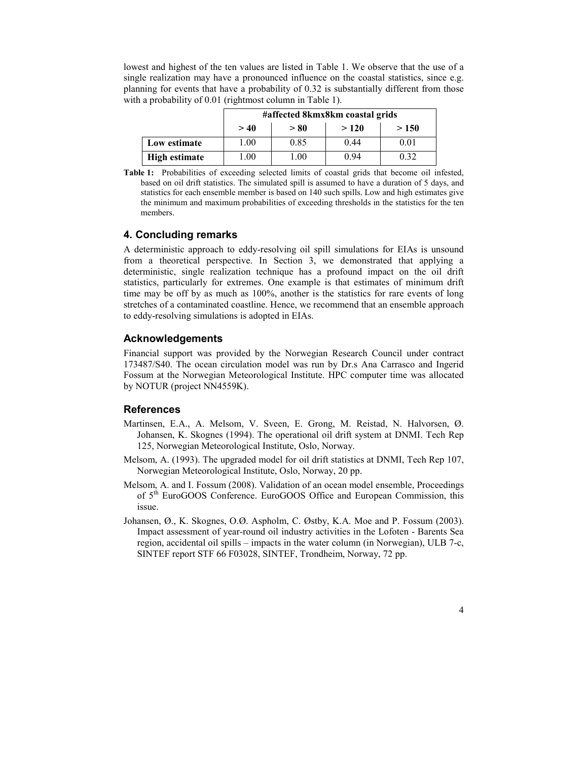lowest and highest of the ten values are listed in Table 1. We observe that the use of a single realization may have a pronounced influence on the coastal statistics, since e.g. planning for events that have a probability of 0.32 is substantially different from those with a probability of 0.01 (rightmost column in Table 1).

| | #affected 8kmx8km coastal grids | | | |
|---|---|---|---|---|
| | > 40 | > 80 | > 120 | > 150 |
| **Low estimate** | 1.00 | 0.85 | 0.44 | 0.01 |
| **High estimate** | 1.00 | 1.00 | 0.94 | 0.32 |

**Table 1:** Probabilities of exceeding selected limits of coastal grids that become oil infested, based on oil drift statistics. The simulated spill is assumed to have a duration of 5 days, and statistics for each ensemble member is based on 140 such spills. Low and high estimates give the minimum and maximum probabilities of exceeding thresholds in the statistics for the ten members.

## 4. Concluding remarks

A deterministic approach to eddy-resolving oil spill simulations for EIAs is unsound from a theoretical perspective. In Section 3, we demonstrated that applying a deterministic, single realization technique has a profound impact on the oil drift statistics, particularly for extremes. One example is that estimates of minimum drift time may be off by as much as 100%, another is the statistics for rare events of long stretches of a contaminated coastline. Hence, we recommend that an ensemble approach to eddy-resolving simulations is adopted in EIAs.

### Acknowledgements

Financial support was provided by the Norwegian Research Council under contract 173487/S40. The ocean circulation model was run by Dr.s Ana Carrasco and Ingerid Fossum at the Norwegian Meteorological Institute. HPC computer time was allocated by NOTUR (project NN4559K).

### References

Martinsen, E.A., A. Melsom, V. Sveen, E. Grong, M. Reistad, N. Halvorsen, Ø. Johansen, K. Skognes (1994). The operational oil drift system at DNMI. Tech Rep 125, Norwegian Meteorological Institute, Oslo, Norway.

Melsom, A. (1993). The upgraded model for oil drift statistics at DNMI, Tech Rep 107, Norwegian Meteorological Institute, Oslo, Norway, 20 pp.

Melsom, A. and I. Fossum (2008). Validation of an ocean model ensemble, Proceedings of 5th EuroGOOS Conference. EuroGOOS Office and European Commission, this issue.

Johansen, Ø., K. Skognes, O.Ø. Aspholm, C. Østby, K.A. Moe and P. Fossum (2003). Impact assessment of year-round oil industry activities in the Lofoten - Barents Sea region, accidental oil spills – impacts in the water column (in Norwegian), ULB 7-c, SINTEF report STF 66 F03028, SINTEF, Trondheim, Norway, 72 pp.